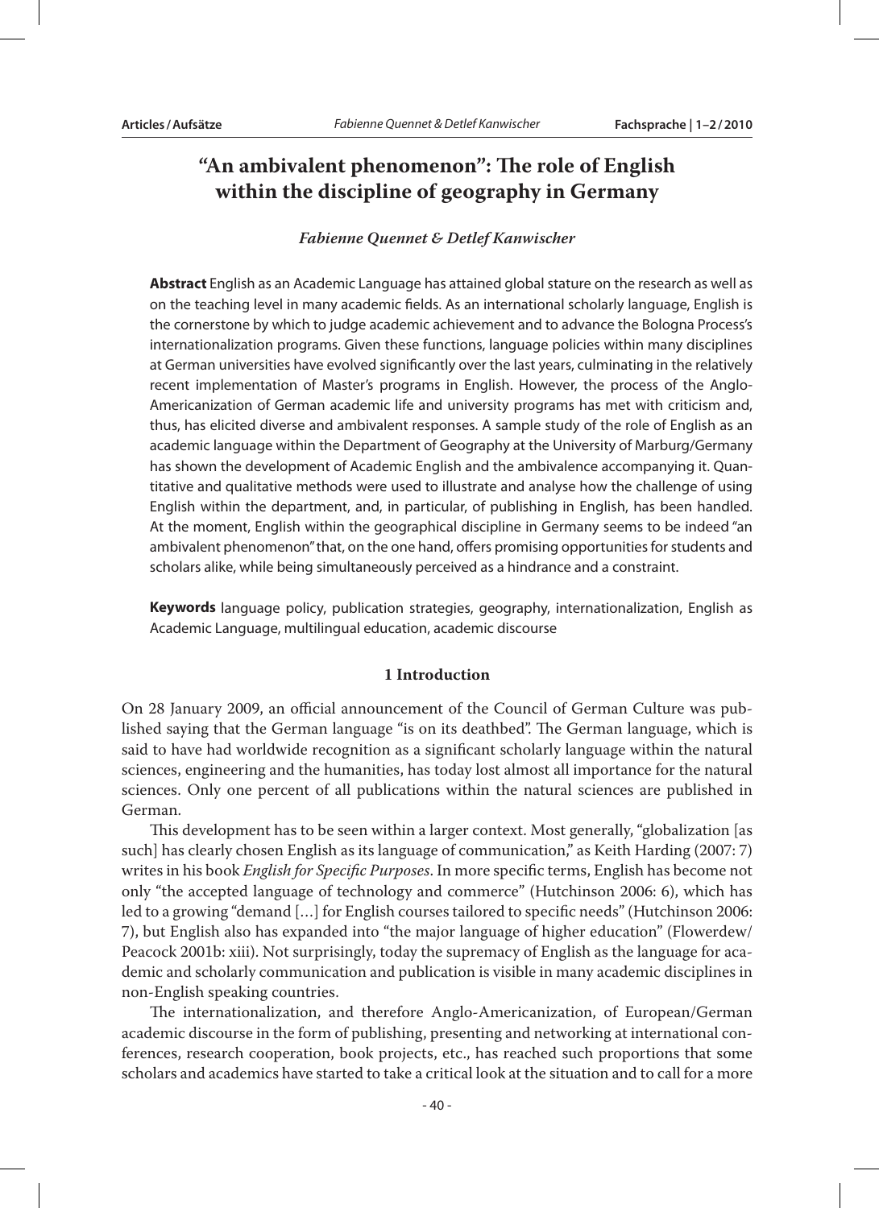# "An ambivalent phenomenon": The role of English within the discipline of geography in Germany

*Fabienne Quennet & Detlef Kanwischer*

**Abstract** English as an Academic Language has attained global stature on the research as well as on the teaching level in many academic fields. As an international scholarly language, English is the cornerstone by which to judge academic achievement and to advance the Bologna Process's internationalization programs. Given these functions, language policies within many disciplines at German universities have evolved significantly over the last years, culminating in the relatively recent implementation of Master's programs in English. However, the process of the Anglo-Americanization of German academic life and university programs has met with criticism and, thus, has elicited diverse and ambivalent responses. A sample study of the role of English as an academic language within the Department of Geography at the University of Marburg/Germany has shown the development of Academic English and the ambivalence accompanying it. Quantitative and qualitative methods were used to illustrate and analyse how the challenge of using English within the department, and, in particular, of publishing in English, has been handled. At the moment, English within the geographical discipline in Germany seems to be indeed "an ambivalent phenomenon" that, on the one hand, offers promising opportunities for students and scholars alike, while being simultaneously perceived as a hindrance and a constraint.

**Keywords** language policy, publication strategies, geography, internationalization, English as Academic Language, multilingual education, academic discourse

## 1 Introduction

On 28 January 2009, an official announcement of the Council of German Culture was published saying that the German language "is on its deathbed". The German language, which is said to have had worldwide recognition as a significant scholarly language within the natural sciences, engineering and the humanities, has today lost almost all importance for the natural sciences. Only one percent of all publications within the natural sciences are published in German.

This development has to be seen within a larger context. Most generally, "globalization [as such] has clearly chosen English as its language of communication," as Keith Harding (2007: 7) writes in his book *English for Specific Purposes*. In more specific terms, English has become not only "the accepted language of technology and commerce" (Hutchinson 2006: 6), which has led to a growing "demand […] for English courses tailored to specific needs" (Hutchinson 2006: 7), but English also has expanded into "the major language of higher education" (Flowerdew/ Peacock 2001b: xiii). Not surprisingly, today the supremacy of English as the language for academic and scholarly communication and publication is visible in many academic disciplines in non-English speaking countries.

The internationalization, and therefore Anglo-Americanization, of European/German academic discourse in the form of publishing, presenting and networking at international conferences, research cooperation, book projects, etc., has reached such proportions that some scholars and academics have started to take a critical look at the situation and to call for a more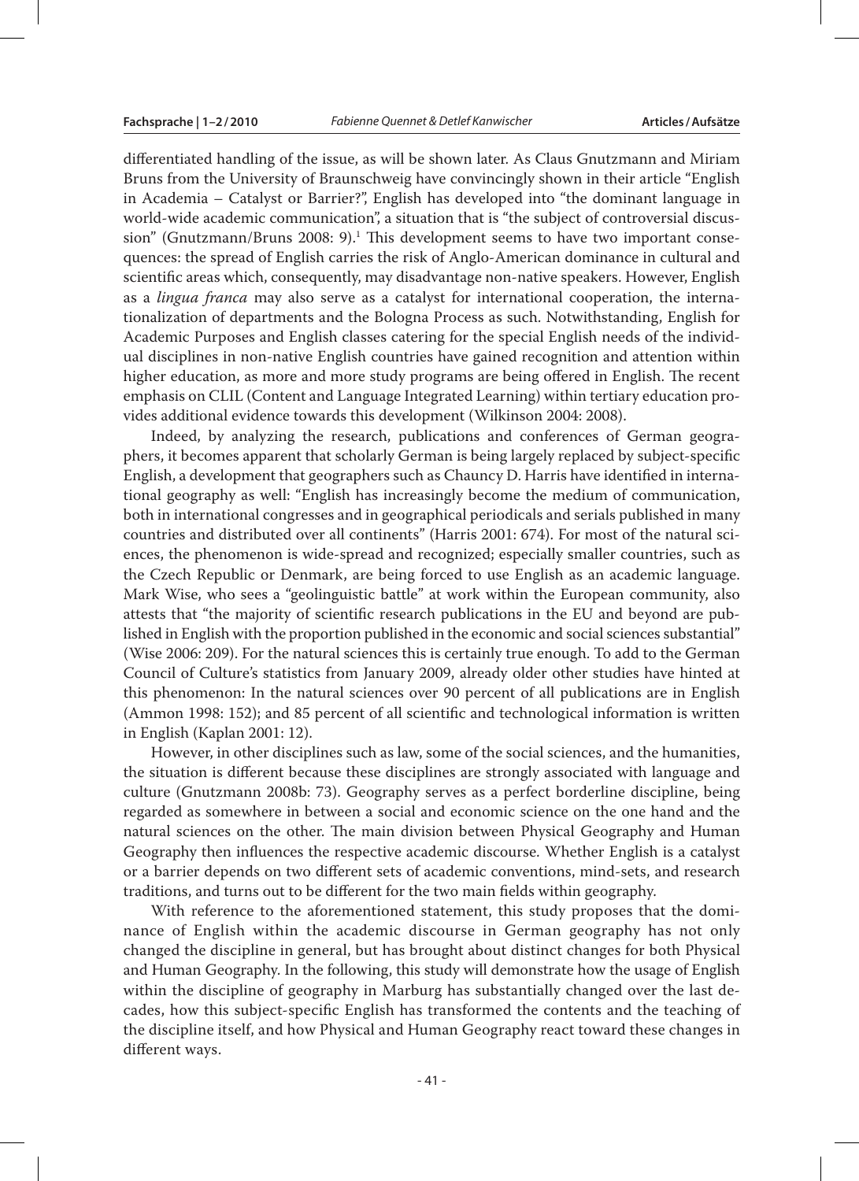differentiated handling of the issue, as will be shown later. As Claus Gnutzmann and Miriam Bruns from the University of Braunschweig have convincingly shown in their article "English in Academia – Catalyst or Barrier?", English has developed into "the dominant language in world-wide academic communication", a situation that is "the subject of controversial discussion" (Gnutzmann/Bruns 2008: 9).[1] This development seems to have two important consequences: the spread of English carries the risk of Anglo-American dominance in cultural and scientific areas which, consequently, may disadvantage non-native speakers. However, English as a *lingua franca* may also serve as a catalyst for international cooperation, the internationalization of departments and the Bologna Process as such. Notwithstanding, English for Academic Purposes and English classes catering for the special English needs of the individual disciplines in non-native English countries have gained recognition and attention within higher education, as more and more study programs are being offered in English. The recent emphasis on CLIL (Content and Language Integrated Learning) within tertiary education provides additional evidence towards this development (Wilkinson 2004: 2008).

Indeed, by analyzing the research, publications and conferences of German geographers, it becomes apparent that scholarly German is being largely replaced by subject-specific English, a development that geographers such as Chauncy D. Harris have identified in international geography as well: "English has increasingly become the medium of communication, both in international congresses and in geographical periodicals and serials published in many countries and distributed over all continents" (Harris 2001: 674). For most of the natural sciences, the phenomenon is wide-spread and recognized; especially smaller countries, such as the Czech Republic or Denmark, are being forced to use English as an academic language. Mark Wise, who sees a "geolinguistic battle" at work within the European community, also attests that "the majority of scientific research publications in the EU and beyond are published in English with the proportion published in the economic and social sciences substantial" (Wise 2006: 209). For the natural sciences this is certainly true enough. To add to the German Council of Culture's statistics from January 2009, already older other studies have hinted at this phenomenon: In the natural sciences over 90 percent of all publications are in English (Ammon 1998: 152); and 85 percent of all scientific and technological information is written in English (Kaplan 2001: 12).

However, in other disciplines such as law, some of the social sciences, and the humanities, the situation is different because these disciplines are strongly associated with language and culture (Gnutzmann 2008b: 73). Geography serves as a perfect borderline discipline, being regarded as somewhere in between a social and economic science on the one hand and the natural sciences on the other. The main division between Physical Geography and Human Geography then influences the respective academic discourse. Whether English is a catalyst or a barrier depends on two different sets of academic conventions, mind-sets, and research traditions, and turns out to be different for the two main fields within geography.

With reference to the aforementioned statement, this study proposes that the dominance of English within the academic discourse in German geography has not only changed the discipline in general, but has brought about distinct changes for both Physical and Human Geography. In the following, this study will demonstrate how the usage of English within the discipline of geography in Marburg has substantially changed over the last decades, how this subject-specific English has transformed the contents and the teaching of the discipline itself, and how Physical and Human Geography react toward these changes in different ways.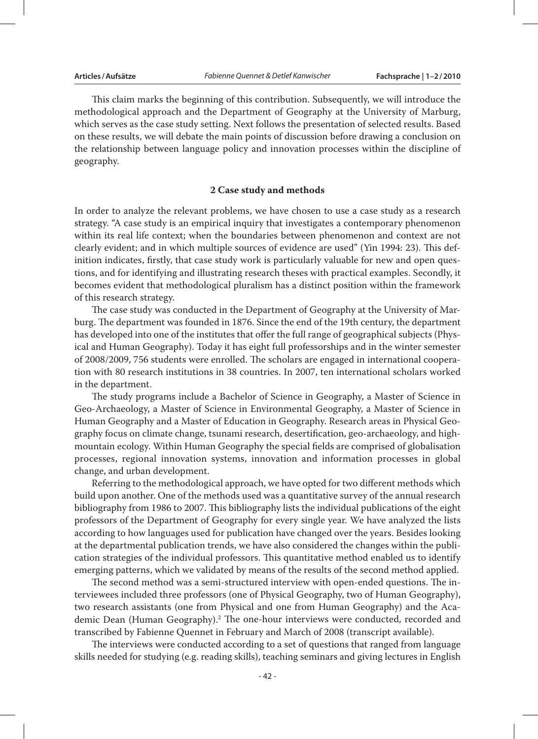This claim marks the beginning of this contribution. Subsequently, we will introduce the methodological approach and the Department of Geography at the University of Marburg, which serves as the case study setting. Next follows the presentation of selected results. Based on these results, we will debate the main points of discussion before drawing a conclusion on the relationship between language policy and innovation processes within the discipline of geography.

## 2 Case study and methods

In order to analyze the relevant problems, we have chosen to use a case study as a research strategy. "A case study is an empirical inquiry that investigates a contemporary phenomenon within its real life context; when the boundaries between phenomenon and context are not clearly evident; and in which multiple sources of evidence are used" (Yin 1994: 23). This definition indicates, firstly, that case study work is particularly valuable for new and open questions, and for identifying and illustrating research theses with practical examples. Secondly, it becomes evident that methodological pluralism has a distinct position within the framework of this research strategy.

The case study was conducted in the Department of Geography at the University of Marburg. The department was founded in 1876. Since the end of the 19th century, the department has developed into one of the institutes that offer the full range of geographical subjects (Physical and Human Geography). Today it has eight full professorships and in the winter semester of 2008/2009, 756 students were enrolled. The scholars are engaged in international cooperation with 80 research institutions in 38 countries. In 2007, ten international scholars worked in the department.

The study programs include a Bachelor of Science in Geography, a Master of Science in Geo-Archaeology, a Master of Science in Environmental Geography, a Master of Science in Human Geography and a Master of Education in Geography. Research areas in Physical Geography focus on climate change, tsunami research, desertification, geo-archaeology, and high-mountain ecology. Within Human Geography the special fields are comprised of globalisation processes, regional innovation systems, innovation and information processes in global change, and urban development.

Referring to the methodological approach, we have opted for two different methods which build upon another. One of the methods used was a quantitative survey of the annual research bibliography from 1986 to 2007. This bibliography lists the individual publications of the eight professors of the Department of Geography for every single year. We have analyzed the lists according to how languages used for publication have changed over the years. Besides looking at the departmental publication trends, we have also considered the changes within the publication strategies of the individual professors. This quantitative method enabled us to identify emerging patterns, which we validated by means of the results of the second method applied.

The second method was a semi-structured interview with open-ended questions. The interviewees included three professors (one of Physical Geography, two of Human Geography), two research assistants (one from Physical and one from Human Geography) and the Academic Dean (Human Geography).[2] The one-hour interviews were conducted, recorded and transcribed by Fabienne Quennet in February and March of 2008 (transcript available).

The interviews were conducted according to a set of questions that ranged from language skills needed for studying (e.g. reading skills), teaching seminars and giving lectures in English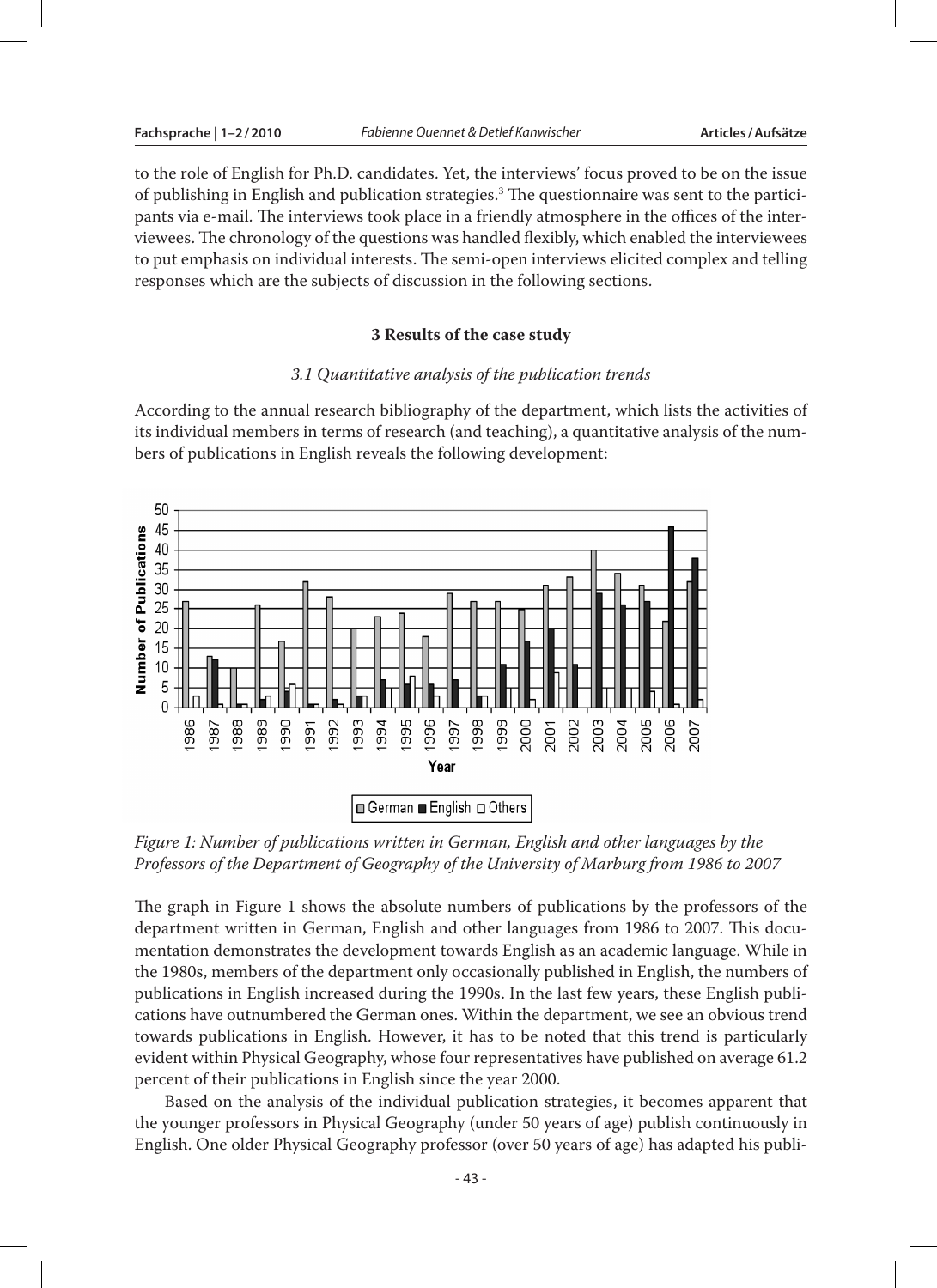to the role of English for Ph.D. candidates. Yet, the interviews' focus proved to be on the issue of publishing in English and publication strategies.[3] The questionnaire was sent to the participants via e-mail. The interviews took place in a friendly atmosphere in the offices of the interviewees. The chronology of the questions was handled flexibly, which enabled the interviewees to put emphasis on individual interests. The semi-open interviews elicited complex and telling responses which are the subjects of discussion in the following sections.

## 3 Results of the case study

### *3.1 Quantitative analysis of the publication trends*

According to the annual research bibliography of the department, which lists the activities of its individual members in terms of research (and teaching), a quantitative analysis of the numbers of publications in English reveals the following development:

*Figure 1: Number of publications written in German, English and other languages by the Professors of the Department of Geography of the University of Marburg from 1986 to 2007*

The graph in Figure 1 shows the absolute numbers of publications by the professors of the department written in German, English and other languages from 1986 to 2007. This documentation demonstrates the development towards English as an academic language. While in the 1980s, members of the department only occasionally published in English, the numbers of publications in English increased during the 1990s. In the last few years, these English publications have outnumbered the German ones. Within the department, we see an obvious trend towards publications in English. However, it has to be noted that this trend is particularly evident within Physical Geography, whose four representatives have published on average 61.2 percent of their publications in English since the year 2000.

Based on the analysis of the individual publication strategies, it becomes apparent that the younger professors in Physical Geography (under 50 years of age) publish continuously in English. One older Physical Geography professor (over 50 years of age) has adapted his publi-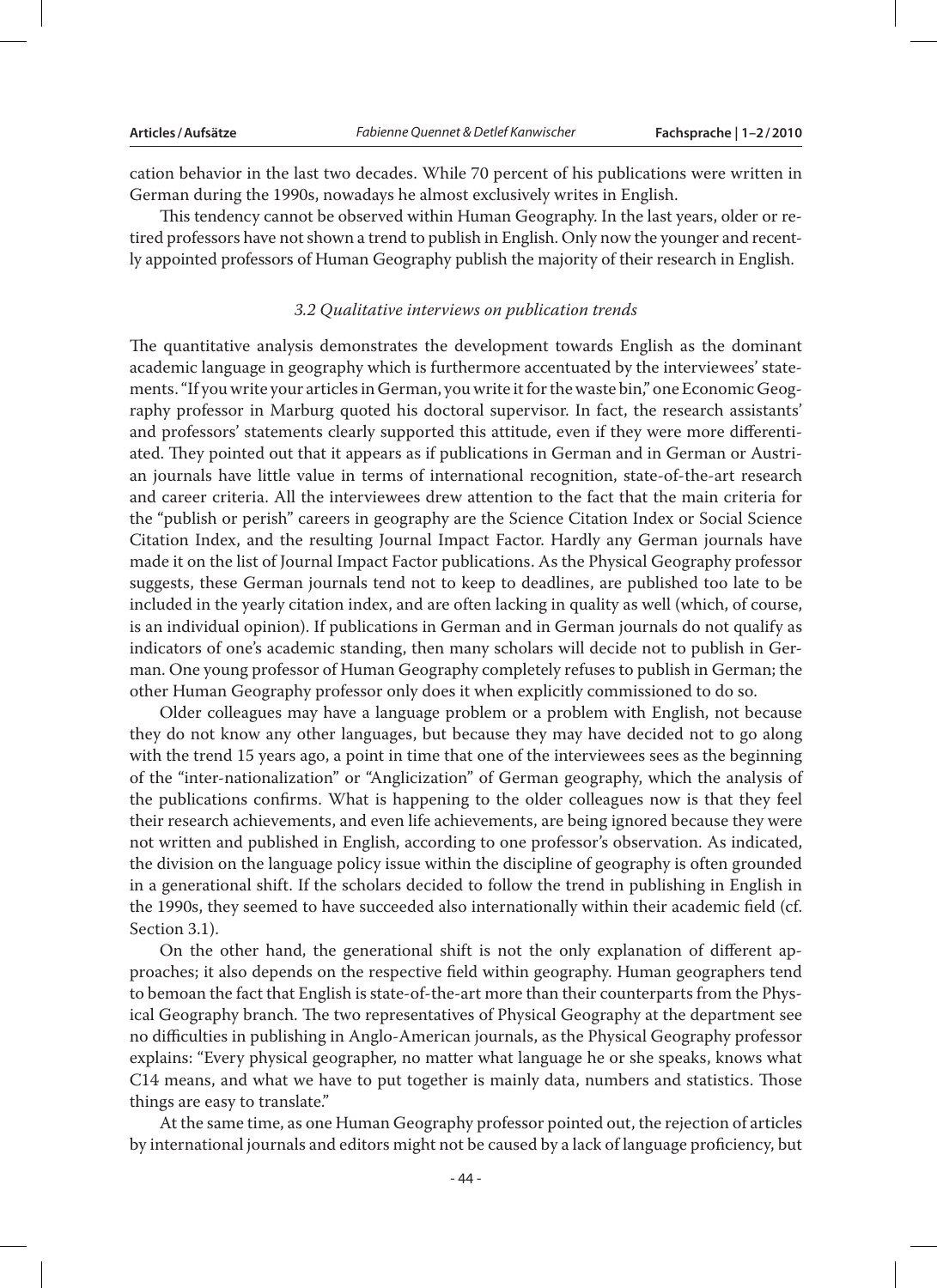cation behavior in the last two decades. While 70 percent of his publications were written in German during the 1990s, nowadays he almost exclusively writes in English.

This tendency cannot be observed within Human Geography. In the last years, older or retired professors have not shown a trend to publish in English. Only now the younger and recently appointed professors of Human Geography publish the majority of their research in English.

### *3.2 Qualitative interviews on publication trends*

The quantitative analysis demonstrates the development towards English as the dominant academic language in geography which is furthermore accentuated by the interviewees' statements. "If you write your articles in German, you write it for the waste bin," one Economic Geography professor in Marburg quoted his doctoral supervisor. In fact, the research assistants' and professors' statements clearly supported this attitude, even if they were more differentiated. They pointed out that it appears as if publications in German and in German or Austrian journals have little value in terms of international recognition, state-of-the-art research and career criteria. All the interviewees drew attention to the fact that the main criteria for the "publish or perish" careers in geography are the Science Citation Index or Social Science Citation Index, and the resulting Journal Impact Factor. Hardly any German journals have made it on the list of Journal Impact Factor publications. As the Physical Geography professor suggests, these German journals tend not to keep to deadlines, are published too late to be included in the yearly citation index, and are often lacking in quality as well (which, of course, is an individual opinion). If publications in German and in German journals do not qualify as indicators of one's academic standing, then many scholars will decide not to publish in German. One young professor of Human Geography completely refuses to publish in German; the other Human Geography professor only does it when explicitly commissioned to do so.

Older colleagues may have a language problem or a problem with English, not because they do not know any other languages, but because they may have decided not to go along with the trend 15 years ago, a point in time that one of the interviewees sees as the beginning of the "inter-nationalization" or "Anglicization" of German geography, which the analysis of the publications confirms. What is happening to the older colleagues now is that they feel their research achievements, and even life achievements, are being ignored because they were not written and published in English, according to one professor's observation. As indicated, the division on the language policy issue within the discipline of geography is often grounded in a generational shift. If the scholars decided to follow the trend in publishing in English in the 1990s, they seemed to have succeeded also internationally within their academic field (cf. Section 3.1).

On the other hand, the generational shift is not the only explanation of different approaches; it also depends on the respective field within geography. Human geographers tend to bemoan the fact that English is state-of-the-art more than their counterparts from the Physical Geography branch. The two representatives of Physical Geography at the department see no difficulties in publishing in Anglo-American journals, as the Physical Geography professor explains: "Every physical geographer, no matter what language he or she speaks, knows what C14 means, and what we have to put together is mainly data, numbers and statistics. Those things are easy to translate."

At the same time, as one Human Geography professor pointed out, the rejection of articles by international journals and editors might not be caused by a lack of language proficiency, but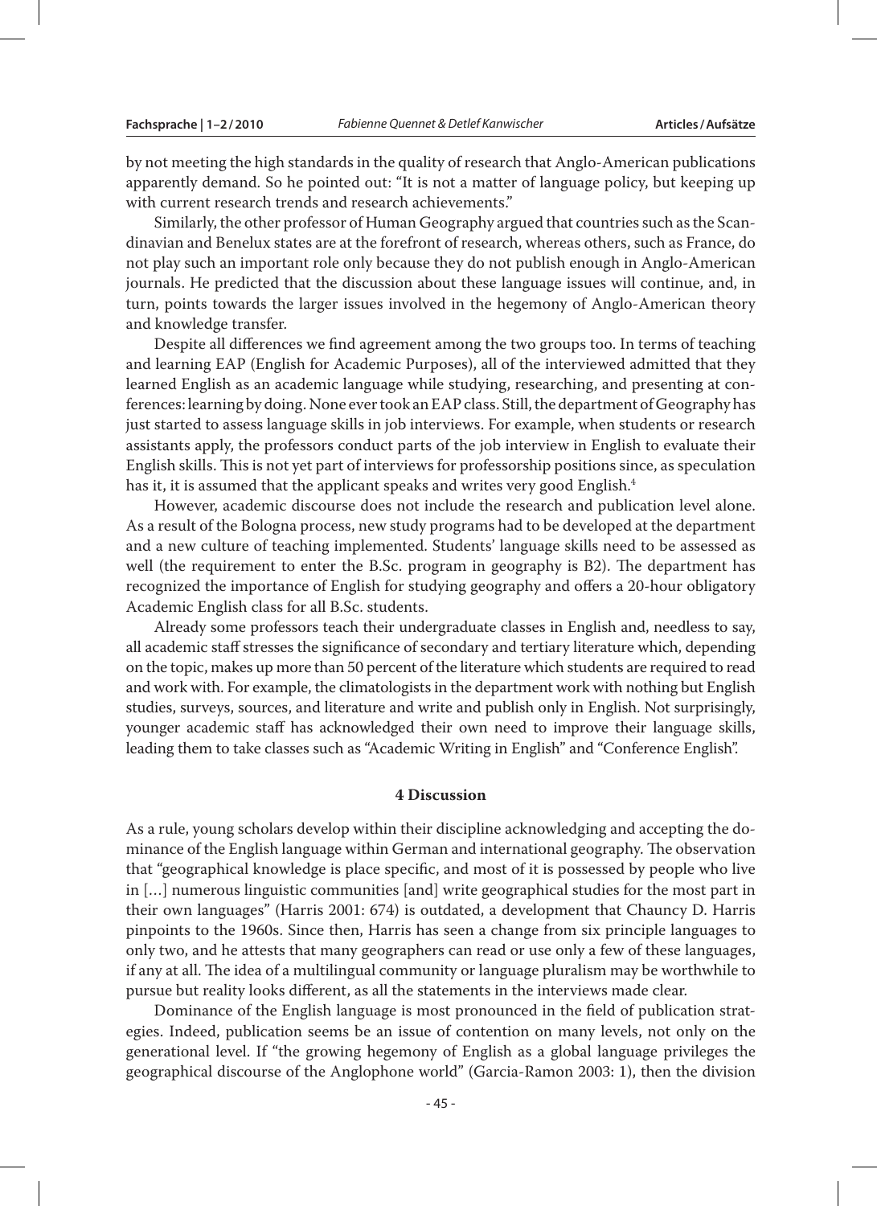by not meeting the high standards in the quality of research that Anglo-American publications apparently demand. So he pointed out: "It is not a matter of language policy, but keeping up with current research trends and research achievements."

Similarly, the other professor of Human Geography argued that countries such as the Scandinavian and Benelux states are at the forefront of research, whereas others, such as France, do not play such an important role only because they do not publish enough in Anglo-American journals. He predicted that the discussion about these language issues will continue, and, in turn, points towards the larger issues involved in the hegemony of Anglo-American theory and knowledge transfer.

Despite all differences we find agreement among the two groups too. In terms of teaching and learning EAP (English for Academic Purposes), all of the interviewed admitted that they learned English as an academic language while studying, researching, and presenting at conferences: learning by doing. None ever took an EAP class. Still, the department of Geography has just started to assess language skills in job interviews. For example, when students or research assistants apply, the professors conduct parts of the job interview in English to evaluate their English skills. This is not yet part of interviews for professorship positions since, as speculation has it, it is assumed that the applicant speaks and writes very good English.[4]

However, academic discourse does not include the research and publication level alone. As a result of the Bologna process, new study programs had to be developed at the department and a new culture of teaching implemented. Students' language skills need to be assessed as well (the requirement to enter the B.Sc. program in geography is B2). The department has recognized the importance of English for studying geography and offers a 20-hour obligatory Academic English class for all B.Sc. students.

Already some professors teach their undergraduate classes in English and, needless to say, all academic staff stresses the significance of secondary and tertiary literature which, depending on the topic, makes up more than 50 percent of the literature which students are required to read and work with. For example, the climatologists in the department work with nothing but English studies, surveys, sources, and literature and write and publish only in English. Not surprisingly, younger academic staff has acknowledged their own need to improve their language skills, leading them to take classes such as "Academic Writing in English" and "Conference English".

## 4 Discussion

As a rule, young scholars develop within their discipline acknowledging and accepting the dominance of the English language within German and international geography. The observation that "geographical knowledge is place specific, and most of it is possessed by people who live in […] numerous linguistic communities [and] write geographical studies for the most part in their own languages" (Harris 2001: 674) is outdated, a development that Chauncy D. Harris pinpoints to the 1960s. Since then, Harris has seen a change from six principle languages to only two, and he attests that many geographers can read or use only a few of these languages, if any at all. The idea of a multilingual community or language pluralism may be worthwhile to pursue but reality looks different, as all the statements in the interviews made clear.

Dominance of the English language is most pronounced in the field of publication strategies. Indeed, publication seems be an issue of contention on many levels, not only on the generational level. If "the growing hegemony of English as a global language privileges the geographical discourse of the Anglophone world" (Garcia-Ramon 2003: 1), then the division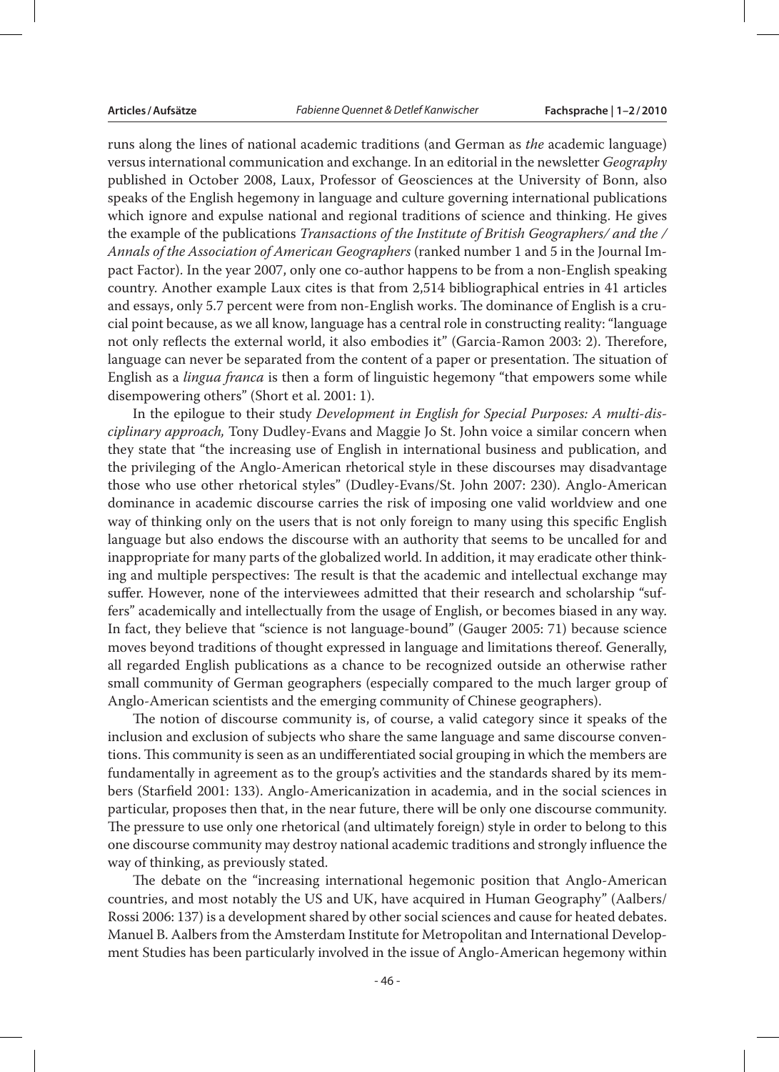runs along the lines of national academic traditions (and German as *the* academic language) versus international communication and exchange. In an editorial in the newsletter *Geography* published in October 2008, Laux, Professor of Geosciences at the University of Bonn, also speaks of the English hegemony in language and culture governing international publications which ignore and expulse national and regional traditions of science and thinking. He gives the example of the publications *Transactions of the Institute of British Geographers/ and the / Annals of the Association of American Geographers* (ranked number 1 and 5 in the Journal Impact Factor). In the year 2007, only one co-author happens to be from a non-English speaking country. Another example Laux cites is that from 2,514 bibliographical entries in 41 articles and essays, only 5.7 percent were from non-English works. The dominance of English is a crucial point because, as we all know, language has a central role in constructing reality: "language not only reflects the external world, it also embodies it" (Garcia-Ramon 2003: 2). Therefore, language can never be separated from the content of a paper or presentation. The situation of English as a *lingua franca* is then a form of linguistic hegemony "that empowers some while disempowering others" (Short et al. 2001: 1).

In the epilogue to their study *Development in English for Special Purposes: A multi-disciplinary approach,* Tony Dudley-Evans and Maggie Jo St. John voice a similar concern when they state that "the increasing use of English in international business and publication, and the privileging of the Anglo-American rhetorical style in these discourses may disadvantage those who use other rhetorical styles" (Dudley-Evans/St. John 2007: 230). Anglo-American dominance in academic discourse carries the risk of imposing one valid worldview and one way of thinking only on the users that is not only foreign to many using this specific English language but also endows the discourse with an authority that seems to be uncalled for and inappropriate for many parts of the globalized world. In addition, it may eradicate other thinking and multiple perspectives: The result is that the academic and intellectual exchange may suffer. However, none of the interviewees admitted that their research and scholarship "suffers" academically and intellectually from the usage of English, or becomes biased in any way. In fact, they believe that "science is not language-bound" (Gauger 2005: 71) because science moves beyond traditions of thought expressed in language and limitations thereof. Generally, all regarded English publications as a chance to be recognized outside an otherwise rather small community of German geographers (especially compared to the much larger group of Anglo-American scientists and the emerging community of Chinese geographers).

The notion of discourse community is, of course, a valid category since it speaks of the inclusion and exclusion of subjects who share the same language and same discourse conventions. This community is seen as an undifferentiated social grouping in which the members are fundamentally in agreement as to the group's activities and the standards shared by its members (Starfield 2001: 133). Anglo-Americanization in academia, and in the social sciences in particular, proposes then that, in the near future, there will be only one discourse community. The pressure to use only one rhetorical (and ultimately foreign) style in order to belong to this one discourse community may destroy national academic traditions and strongly influence the way of thinking, as previously stated.

The debate on the "increasing international hegemonic position that Anglo-American countries, and most notably the US and UK, have acquired in Human Geography" (Aalbers/Rossi 2006: 137) is a development shared by other social sciences and cause for heated debates. Manuel B. Aalbers from the Amsterdam Institute for Metropolitan and International Development Studies has been particularly involved in the issue of Anglo-American hegemony within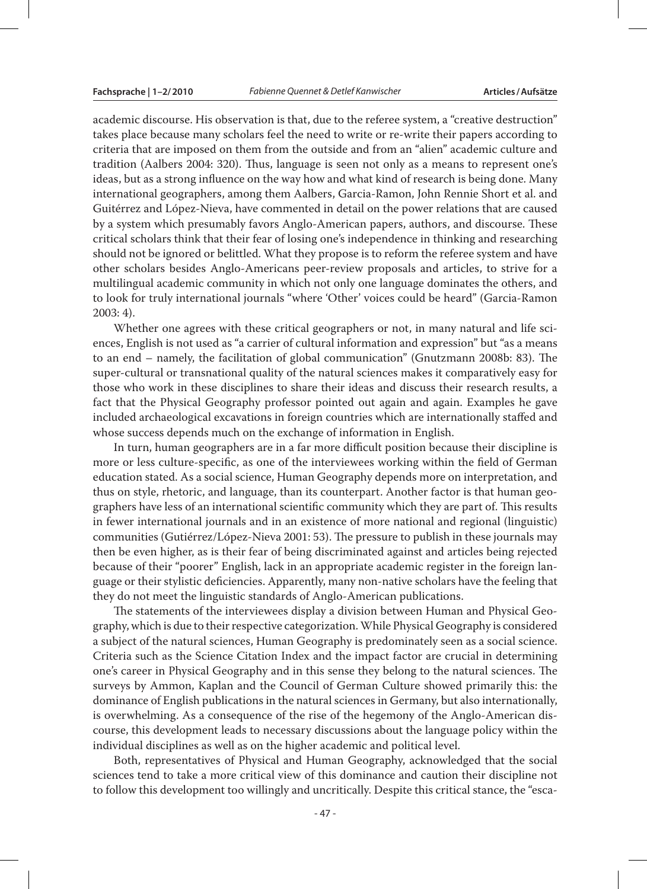academic discourse. His observation is that, due to the referee system, a "creative destruction" takes place because many scholars feel the need to write or re-write their papers according to criteria that are imposed on them from the outside and from an "alien" academic culture and tradition (Aalbers 2004: 320). Thus, language is seen not only as a means to represent one's ideas, but as a strong influence on the way how and what kind of research is being done. Many international geographers, among them Aalbers, Garcia-Ramon, John Rennie Short et al. and Guitérrez and López-Nieva, have commented in detail on the power relations that are caused by a system which presumably favors Anglo-American papers, authors, and discourse. These critical scholars think that their fear of losing one's independence in thinking and researching should not be ignored or belittled. What they propose is to reform the referee system and have other scholars besides Anglo-Americans peer-review proposals and articles, to strive for a multilingual academic community in which not only one language dominates the others, and to look for truly international journals "where 'Other' voices could be heard" (Garcia-Ramon 2003: 4).

Whether one agrees with these critical geographers or not, in many natural and life sciences, English is not used as "a carrier of cultural information and expression" but "as a means to an end – namely, the facilitation of global communication" (Gnutzmann 2008b: 83). The super-cultural or transnational quality of the natural sciences makes it comparatively easy for those who work in these disciplines to share their ideas and discuss their research results, a fact that the Physical Geography professor pointed out again and again. Examples he gave included archaeological excavations in foreign countries which are internationally staffed and whose success depends much on the exchange of information in English.

In turn, human geographers are in a far more difficult position because their discipline is more or less culture-specific, as one of the interviewees working within the field of German education stated. As a social science, Human Geography depends more on interpretation, and thus on style, rhetoric, and language, than its counterpart. Another factor is that human geographers have less of an international scientific community which they are part of. This results in fewer international journals and in an existence of more national and regional (linguistic) communities (Gutiérrez/López-Nieva 2001: 53). The pressure to publish in these journals may then be even higher, as is their fear of being discriminated against and articles being rejected because of their "poorer" English, lack in an appropriate academic register in the foreign language or their stylistic deficiencies. Apparently, many non-native scholars have the feeling that they do not meet the linguistic standards of Anglo-American publications.

The statements of the interviewees display a division between Human and Physical Geography, which is due to their respective categorization. While Physical Geography is considered a subject of the natural sciences, Human Geography is predominately seen as a social science. Criteria such as the Science Citation Index and the impact factor are crucial in determining one's career in Physical Geography and in this sense they belong to the natural sciences. The surveys by Ammon, Kaplan and the Council of German Culture showed primarily this: the dominance of English publications in the natural sciences in Germany, but also internationally, is overwhelming. As a consequence of the rise of the hegemony of the Anglo-American discourse, this development leads to necessary discussions about the language policy within the individual disciplines as well as on the higher academic and political level.

Both, representatives of Physical and Human Geography, acknowledged that the social sciences tend to take a more critical view of this dominance and caution their discipline not to follow this development too willingly and uncritically. Despite this critical stance, the "esca-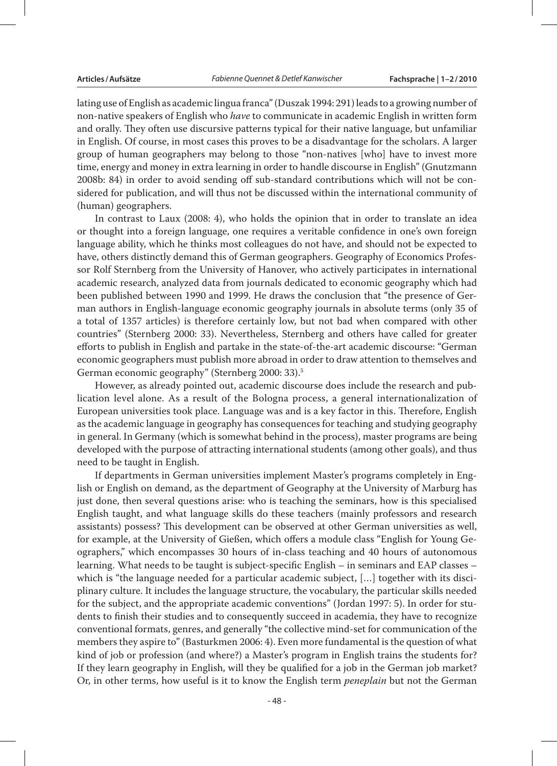lating use of English as academic lingua franca" (Duszak 1994: 291) leads to a growing number of non-native speakers of English who *have* to communicate in academic English in written form and orally. They often use discursive patterns typical for their native language, but unfamiliar in English. Of course, in most cases this proves to be a disadvantage for the scholars. A larger group of human geographers may belong to those "non-natives [who] have to invest more time, energy and money in extra learning in order to handle discourse in English" (Gnutzmann 2008b: 84) in order to avoid sending off sub-standard contributions which will not be considered for publication, and will thus not be discussed within the international community of (human) geographers.

In contrast to Laux (2008: 4), who holds the opinion that in order to translate an idea or thought into a foreign language, one requires a veritable confidence in one's own foreign language ability, which he thinks most colleagues do not have, and should not be expected to have, others distinctly demand this of German geographers. Geography of Economics Professor Rolf Sternberg from the University of Hanover, who actively participates in international academic research, analyzed data from journals dedicated to economic geography which had been published between 1990 and 1999. He draws the conclusion that "the presence of German authors in English-language economic geography journals in absolute terms (only 35 of a total of 1357 articles) is therefore certainly low, but not bad when compared with other countries" (Sternberg 2000: 33). Nevertheless, Sternberg and others have called for greater efforts to publish in English and partake in the state-of-the-art academic discourse: "German economic geographers must publish more abroad in order to draw attention to themselves and German economic geography" (Sternberg 2000: 33).[5]

However, as already pointed out, academic discourse does include the research and publication level alone. As a result of the Bologna process, a general internationalization of European universities took place. Language was and is a key factor in this. Therefore, English as the academic language in geography has consequences for teaching and studying geography in general. In Germany (which is somewhat behind in the process), master programs are being developed with the purpose of attracting international students (among other goals), and thus need to be taught in English.

If departments in German universities implement Master's programs completely in English or English on demand, as the department of Geography at the University of Marburg has just done, then several questions arise: who is teaching the seminars, how is this specialised English taught, and what language skills do these teachers (mainly professors and research assistants) possess? This development can be observed at other German universities as well, for example, at the University of Gießen, which offers a module class "English for Young Geographers," which encompasses 30 hours of in-class teaching and 40 hours of autonomous learning. What needs to be taught is subject-specific English – in seminars and EAP classes – which is "the language needed for a particular academic subject, […] together with its disciplinary culture. It includes the language structure, the vocabulary, the particular skills needed for the subject, and the appropriate academic conventions" (Jordan 1997: 5). In order for students to finish their studies and to consequently succeed in academia, they have to recognize conventional formats, genres, and generally "the collective mind-set for communication of the members they aspire to" (Basturkmen 2006: 4). Even more fundamental is the question of what kind of job or profession (and where?) a Master's program in English trains the students for? If they learn geography in English, will they be qualified for a job in the German job market? Or, in other terms, how useful is it to know the English term *peneplain* but not the German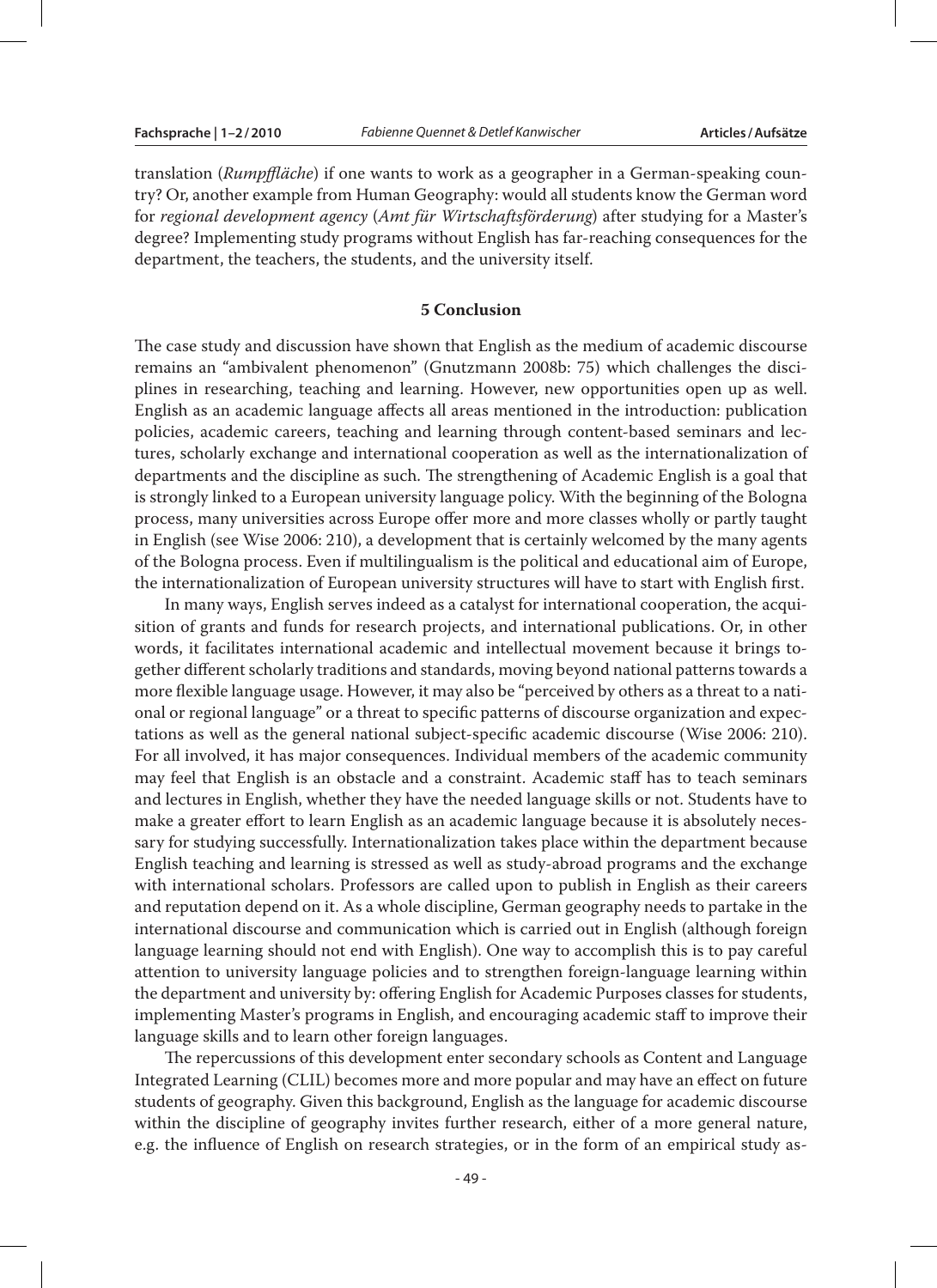translation (*Rumpffläche*) if one wants to work as a geographer in a German-speaking country? Or, another example from Human Geography: would all students know the German word for *regional development agency* (*Amt für Wirtschaftsförderung*) after studying for a Master's degree? Implementing study programs without English has far-reaching consequences for the department, the teachers, the students, and the university itself.

## 5 Conclusion

The case study and discussion have shown that English as the medium of academic discourse remains an "ambivalent phenomenon" (Gnutzmann 2008b: 75) which challenges the disciplines in researching, teaching and learning. However, new opportunities open up as well. English as an academic language affects all areas mentioned in the introduction: publication policies, academic careers, teaching and learning through content-based seminars and lectures, scholarly exchange and international cooperation as well as the internationalization of departments and the discipline as such. The strengthening of Academic English is a goal that is strongly linked to a European university language policy. With the beginning of the Bologna process, many universities across Europe offer more and more classes wholly or partly taught in English (see Wise 2006: 210), a development that is certainly welcomed by the many agents of the Bologna process. Even if multilingualism is the political and educational aim of Europe, the internationalization of European university structures will have to start with English first.

In many ways, English serves indeed as a catalyst for international cooperation, the acquisition of grants and funds for research projects, and international publications. Or, in other words, it facilitates international academic and intellectual movement because it brings together different scholarly traditions and standards, moving beyond national patterns towards a more flexible language usage. However, it may also be "perceived by others as a threat to a national or regional language" or a threat to specific patterns of discourse organization and expectations as well as the general national subject-specific academic discourse (Wise 2006: 210). For all involved, it has major consequences. Individual members of the academic community may feel that English is an obstacle and a constraint. Academic staff has to teach seminars and lectures in English, whether they have the needed language skills or not. Students have to make a greater effort to learn English as an academic language because it is absolutely necessary for studying successfully. Internationalization takes place within the department because English teaching and learning is stressed as well as study-abroad programs and the exchange with international scholars. Professors are called upon to publish in English as their careers and reputation depend on it. As a whole discipline, German geography needs to partake in the international discourse and communication which is carried out in English (although foreign language learning should not end with English). One way to accomplish this is to pay careful attention to university language policies and to strengthen foreign-language learning within the department and university by: offering English for Academic Purposes classes for students, implementing Master's programs in English, and encouraging academic staff to improve their language skills and to learn other foreign languages.

The repercussions of this development enter secondary schools as Content and Language Integrated Learning (CLIL) becomes more and more popular and may have an effect on future students of geography. Given this background, English as the language for academic discourse within the discipline of geography invites further research, either of a more general nature, e.g. the influence of English on research strategies, or in the form of an empirical study as-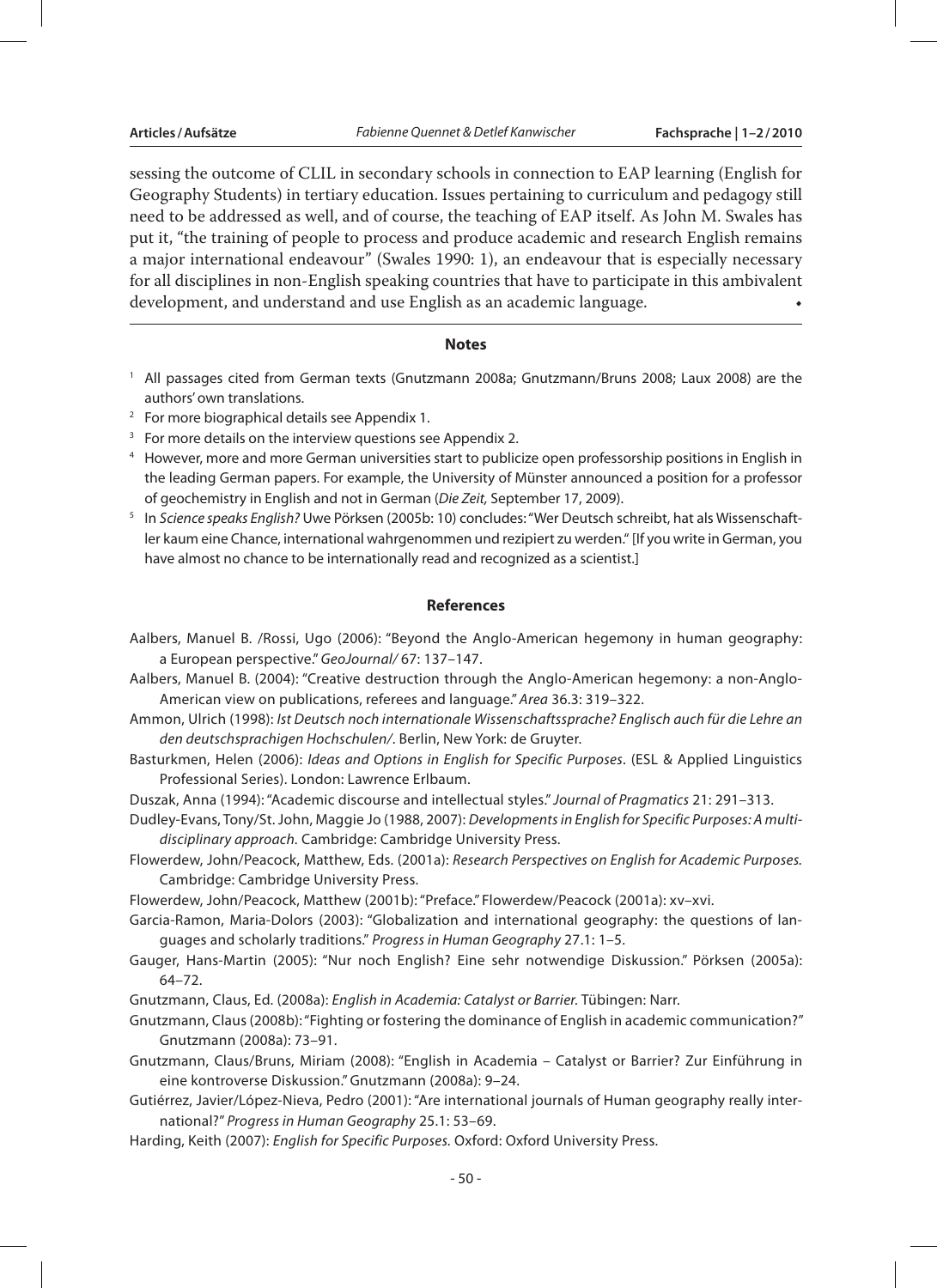sessing the outcome of CLIL in secondary schools in connection to EAP learning (English for Geography Students) in tertiary education. Issues pertaining to curriculum and pedagogy still need to be addressed as well, and of course, the teaching of EAP itself. As John M. Swales has put it, "the training of people to process and produce academic and research English remains a major international endeavour" (Swales 1990: 1), an endeavour that is especially necessary for all disciplines in non-English speaking countries that have to participate in this ambivalent development, and understand and use English as an academic language. •

## Notes

1. All passages cited from German texts (Gnutzmann 2008a; Gnutzmann/Bruns 2008; Laux 2008) are the authors' own translations.
2. For more biographical details see Appendix 1.
3. For more details on the interview questions see Appendix 2.
4. However, more and more German universities start to publicize open professorship positions in English in the leading German papers. For example, the University of Münster announced a position for a professor of geochemistry in English and not in German (*Die Zeit,* September 17, 2009).
5. In *Science speaks English?* Uwe Pörksen (2005b: 10) concludes: "Wer Deutsch schreibt, hat als Wissenschaftler kaum eine Chance, international wahrgenommen und rezipiert zu werden." [If you write in German, you have almost no chance to be internationally read and recognized as a scientist.]

## References

Aalbers, Manuel B. /Rossi, Ugo (2006): "Beyond the Anglo-American hegemony in human geography: a European perspective." *GeoJournal/* 67: 137–147.

Aalbers, Manuel B. (2004): "Creative destruction through the Anglo-American hegemony: a non-Anglo-American view on publications, referees and language." *Area* 36.3: 319–322.

Ammon, Ulrich (1998): *Ist Deutsch noch internationale Wissenschaftssprache? Englisch auch für die Lehre an den deutschsprachigen Hochschulen/*. Berlin, New York: de Gruyter.

Basturkmen, Helen (2006): *Ideas and Options in English for Specific Purposes*. (ESL & Applied Linguistics Professional Series). London: Lawrence Erlbaum.

Duszak, Anna (1994): "Academic discourse and intellectual styles." *Journal of Pragmatics* 21: 291–313.

Dudley-Evans, Tony/St. John, Maggie Jo (1988, 2007): *Developments in English for Specific Purposes: A multi-disciplinary approach*. Cambridge: Cambridge University Press.

Flowerdew, John/Peacock, Matthew, Eds. (2001a): *Research Perspectives on English for Academic Purposes.* Cambridge: Cambridge University Press.

Flowerdew, John/Peacock, Matthew (2001b): "Preface." Flowerdew/Peacock (2001a): xv–xvi.

Garcia-Ramon, Maria-Dolors (2003): "Globalization and international geography: the questions of languages and scholarly traditions." *Progress in Human Geography* 27.1: 1–5.

Gauger, Hans-Martin (2005): "Nur noch English? Eine sehr notwendige Diskussion." Pörksen (2005a): 64–72.

Gnutzmann, Claus, Ed. (2008a): *English in Academia: Catalyst or Barrier*. Tübingen: Narr.

Gnutzmann, Claus (2008b): "Fighting or fostering the dominance of English in academic communication?" Gnutzmann (2008a): 73–91.

Gnutzmann, Claus/Bruns, Miriam (2008): "English in Academia – Catalyst or Barrier? Zur Einführung in eine kontroverse Diskussion." Gnutzmann (2008a): 9–24.

Gutiérrez, Javier/López-Nieva, Pedro (2001): "Are international journals of Human geography really international?" *Progress in Human Geography* 25.1: 53–69.

Harding, Keith (2007): *English for Specific Purposes*. Oxford: Oxford University Press.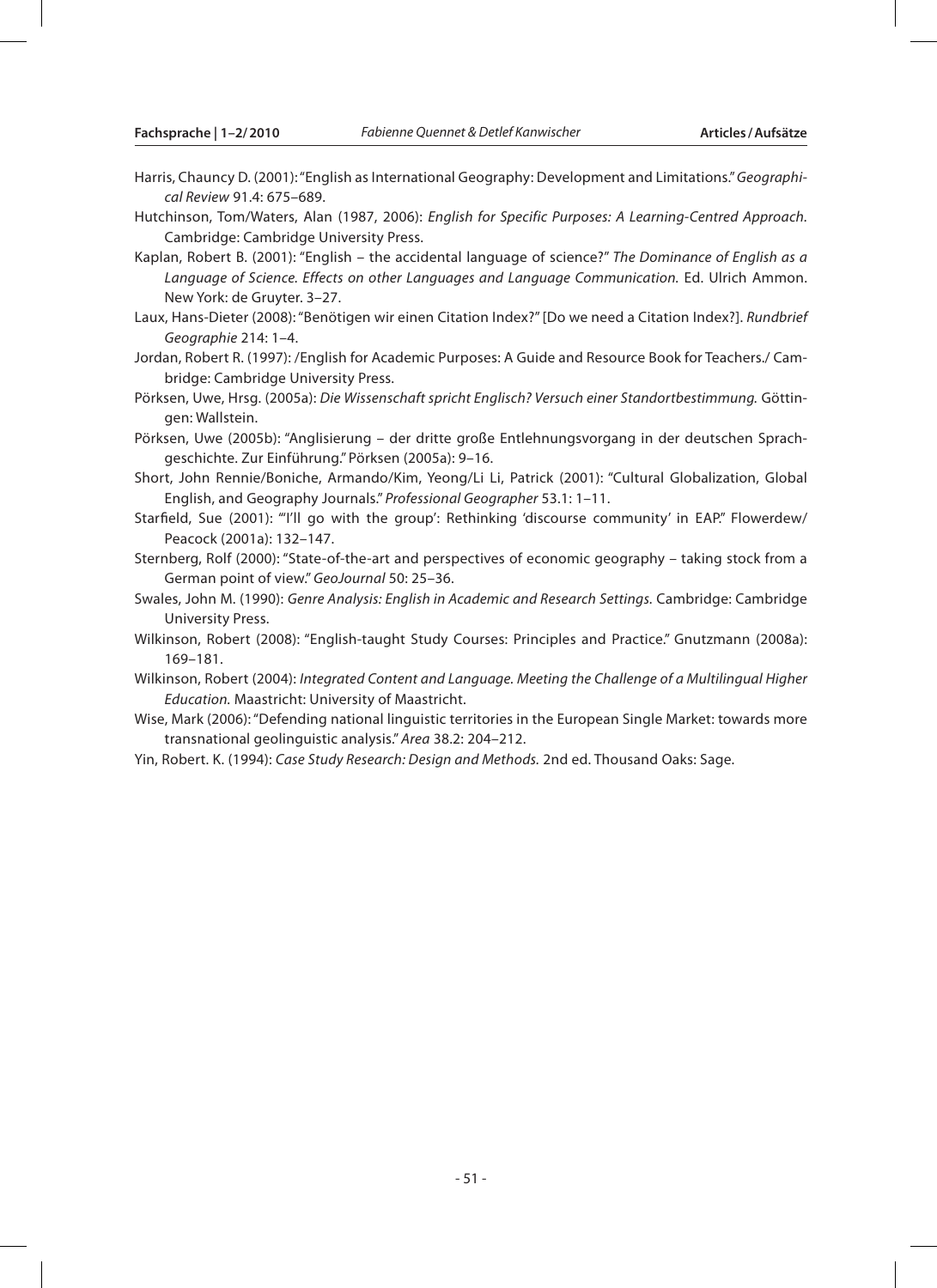Harris, Chauncy D. (2001): "English as International Geography: Development and Limitations." *Geographical Review* 91.4: 675–689.

Hutchinson, Tom/Waters, Alan (1987, 2006): *English for Specific Purposes: A Learning-Centred Approach.* Cambridge: Cambridge University Press.

Kaplan, Robert B. (2001): "English – the accidental language of science?" *The Dominance of English as a Language of Science. Effects on other Languages and Language Communication.* Ed. Ulrich Ammon. New York: de Gruyter. 3–27.

Laux, Hans-Dieter (2008): "Benötigen wir einen Citation Index?" [Do we need a Citation Index?]. *Rundbrief Geographie* 214: 1–4.

Jordan, Robert R. (1997): /English for Academic Purposes: A Guide and Resource Book for Teachers./ Cambridge: Cambridge University Press.

Pörksen, Uwe, Hrsg. (2005a): *Die Wissenschaft spricht Englisch? Versuch einer Standortbestimmung.* Göttingen: Wallstein.

Pörksen, Uwe (2005b): "Anglisierung – der dritte große Entlehnungsvorgang in der deutschen Sprachgeschichte. Zur Einführung." Pörksen (2005a): 9–16.

Short, John Rennie/Boniche, Armando/Kim, Yeong/Li Li, Patrick (2001): "Cultural Globalization, Global English, and Geography Journals." *Professional Geographer* 53.1: 1–11.

Starfield, Sue (2001): "'I'll go with the group': Rethinking 'discourse community' in EAP." Flowerdew/Peacock (2001a): 132–147.

Sternberg, Rolf (2000): "State-of-the-art and perspectives of economic geography – taking stock from a German point of view." *GeoJournal* 50: 25–36.

Swales, John M. (1990): *Genre Analysis: English in Academic and Research Settings.* Cambridge: Cambridge University Press.

Wilkinson, Robert (2008): "English-taught Study Courses: Principles and Practice." Gnutzmann (2008a): 169–181.

Wilkinson, Robert (2004): *Integrated Content and Language. Meeting the Challenge of a Multilingual Higher Education.* Maastricht: University of Maastricht.

Wise, Mark (2006): "Defending national linguistic territories in the European Single Market: towards more transnational geolinguistic analysis." *Area* 38.2: 204–212.

Yin, Robert. K. (1994): *Case Study Research: Design and Methods.* 2nd ed. Thousand Oaks: Sage.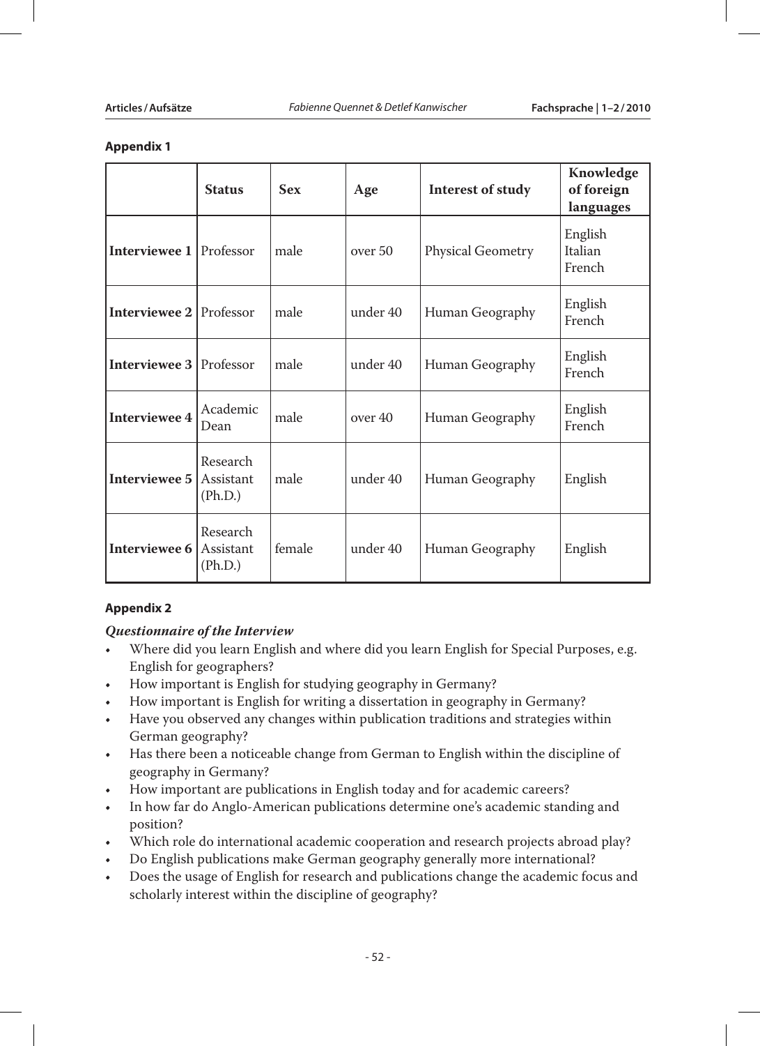## Appendix 1

| | Status | Sex | Age | Interest of study | Knowledge of foreign languages |
|---|---|---|---|---|---|
| **Interviewee 1** | Professor | male | over 50 | Physical Geometry | English Italian French |
| **Interviewee 2** | Professor | male | under 40 | Human Geography | English French |
| **Interviewee 3** | Professor | male | under 40 | Human Geography | English French |
| **Interviewee 4** | Academic Dean | male | over 40 | Human Geography | English French |
| **Interviewee 5** | Research Assistant (Ph.D.) | male | under 40 | Human Geography | English |
| **Interviewee 6** | Research Assistant (Ph.D.) | female | under 40 | Human Geography | English |

## Appendix 2

### *Questionnaire of the Interview*

- Where did you learn English and where did you learn English for Special Purposes, e.g. English for geographers?
- How important is English for studying geography in Germany?
- How important is English for writing a dissertation in geography in Germany?
- Have you observed any changes within publication traditions and strategies within German geography?
- Has there been a noticeable change from German to English within the discipline of geography in Germany?
- How important are publications in English today and for academic careers?
- In how far do Anglo-American publications determine one's academic standing and position?
- Which role do international academic cooperation and research projects abroad play?
- Do English publications make German geography generally more international?
- Does the usage of English for research and publications change the academic focus and scholarly interest within the discipline of geography?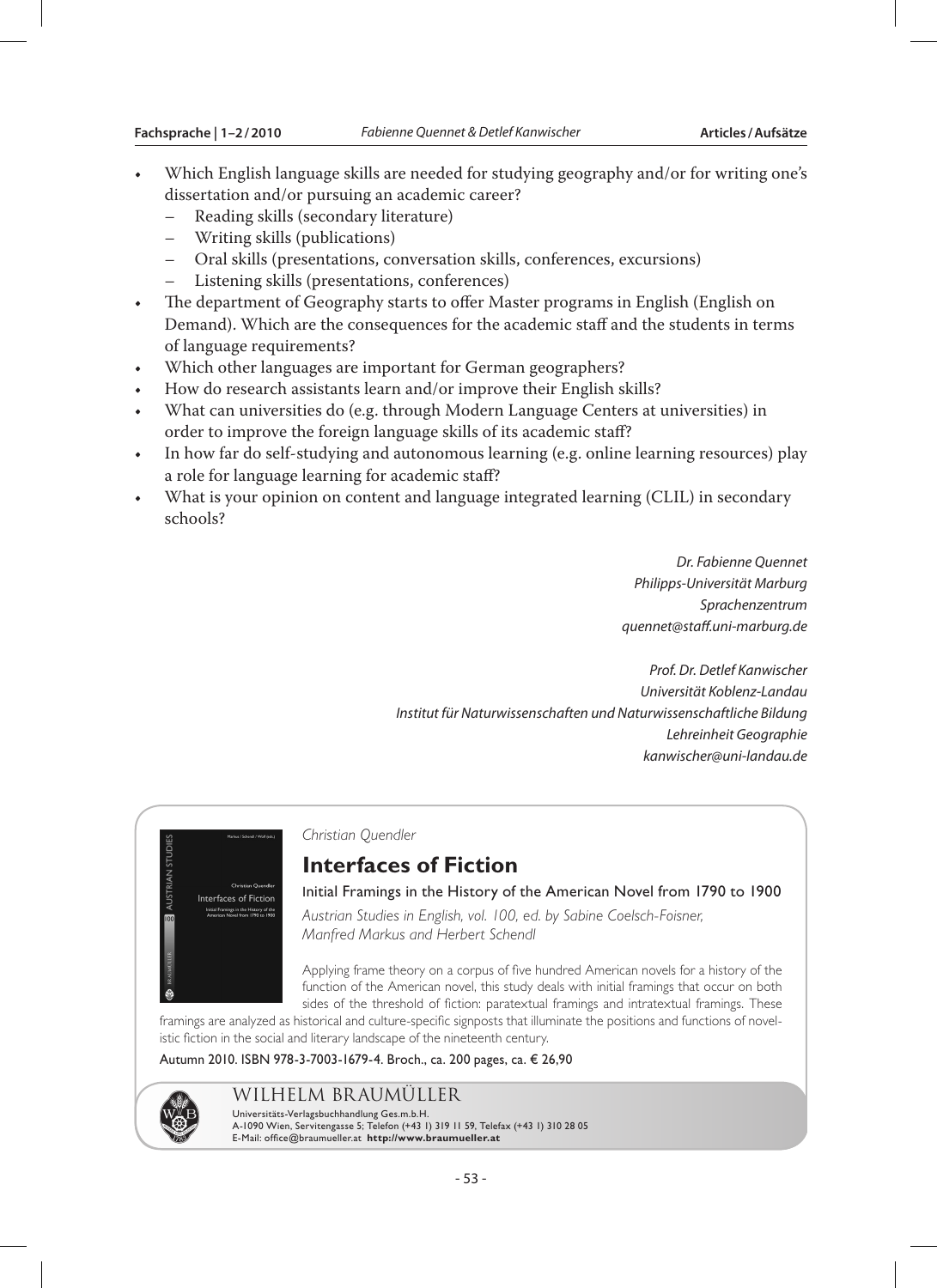- Which English language skills are needed for studying geography and/or for writing one's dissertation and/or pursuing an academic career?
  - Reading skills (secondary literature)
  - Writing skills (publications)
  - Oral skills (presentations, conversation skills, conferences, excursions)
  - Listening skills (presentations, conferences)
- The department of Geography starts to offer Master programs in English (English on Demand). Which are the consequences for the academic staff and the students in terms of language requirements?
- Which other languages are important for German geographers?
- How do research assistants learn and/or improve their English skills?
- What can universities do (e.g. through Modern Language Centers at universities) in order to improve the foreign language skills of its academic staff?
- In how far do self-studying and autonomous learning (e.g. online learning resources) play a role for language learning for academic staff?
- What is your opinion on content and language integrated learning (CLIL) in secondary schools?

*Dr. Fabienne Quennet*
*Philipps-Universität Marburg*
*Sprachenzentrum*
*quennet@staff.uni-marburg.de*

*Prof. Dr. Detlef Kanwischer*
*Universität Koblenz-Landau*
*Institut für Naturwissenschaften und Naturwissenschaftliche Bildung*
*Lehreinheit Geographie*
*kanwischer@uni-landau.de*

*Christian Quendler*

## Interfaces of Fiction

Initial Framings in the History of the American Novel from 1790 to 1900

*Austrian Studies in English, vol. 100, ed. by Sabine Coelsch-Foisner, Manfred Markus and Herbert Schendl*

Applying frame theory on a corpus of five hundred American novels for a history of the function of the American novel, this study deals with initial framings that occur on both sides of the threshold of fiction: paratextual framings and intratextual framings. These framings are analyzed as historical and culture-specific signposts that illuminate the positions and functions of novelistic fiction in the social and literary landscape of the nineteenth century.

Autumn 2010. ISBN 978-3-7003-1679-4. Broch., ca. 200 pages, ca. € 26,90

WILHELM BRAUMÜLLER
Universitäts-Verlagsbuchhandlung Ges.m.b.H.
A-1090 Wien, Servitengasse 5; Telefon (+43 1) 319 11 59, Telefax (+43 1) 310 28 05
E-Mail: office@braumueller.at **http://www.braumueller.at**